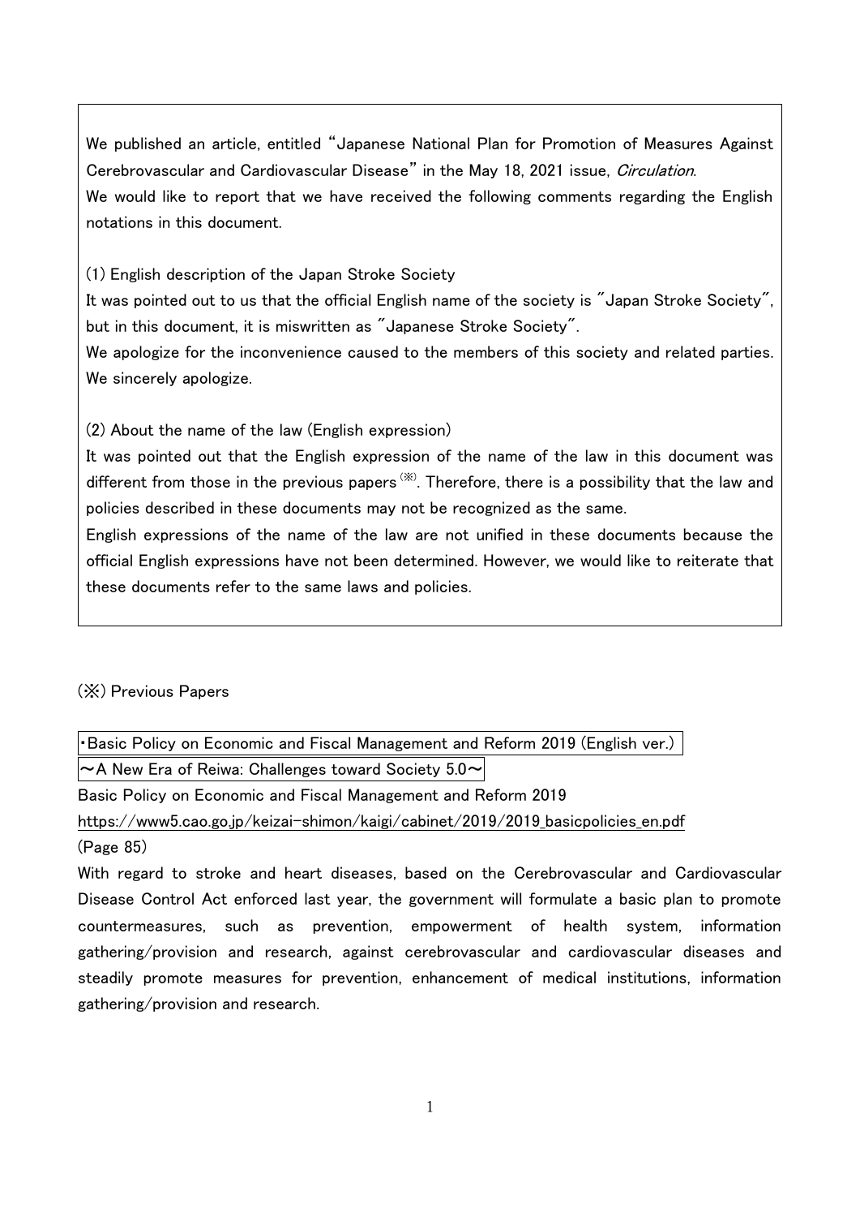We published an article, entitled "Japanese National Plan for Promotion of Measures Against Cerebrovascular and Cardiovascular Disease" in the May 18, 2021 issue, *Circulation*.
We would like to report that we have received the following comments regarding the English notations in this document.

(1) English description of the Japan Stroke Society
It was pointed out to us that the official English name of the society is "Japan Stroke Society", but in this document, it is miswritten as "Japanese Stroke Society".
We apologize for the inconvenience caused to the members of this society and related parties. We sincerely apologize.

(2) About the name of the law (English expression)
It was pointed out that the English expression of the name of the law in this document was different from those in the previous papers [※]. Therefore, there is a possibility that the law and policies described in these documents may not be recognized as the same.
English expressions of the name of the law are not unified in these documents because the official English expressions have not been determined. However, we would like to reiterate that these documents refer to the same laws and policies.

(※) Previous Papers

・Basic Policy on Economic and Fiscal Management and Reform 2019 (English ver.)
～A New Era of Reiwa: Challenges toward Society 5.0～

Basic Policy on Economic and Fiscal Management and Reform 2019
https://www5.cao.go.jp/keizai-shimon/kaigi/cabinet/2019/2019_basicpolicies_en.pdf
(Page 85)

With regard to stroke and heart diseases, based on the Cerebrovascular and Cardiovascular Disease Control Act enforced last year, the government will formulate a basic plan to promote countermeasures, such as prevention, empowerment of health system, information gathering/provision and research, against cerebrovascular and cardiovascular diseases and steadily promote measures for prevention, enhancement of medical institutions, information gathering/provision and research.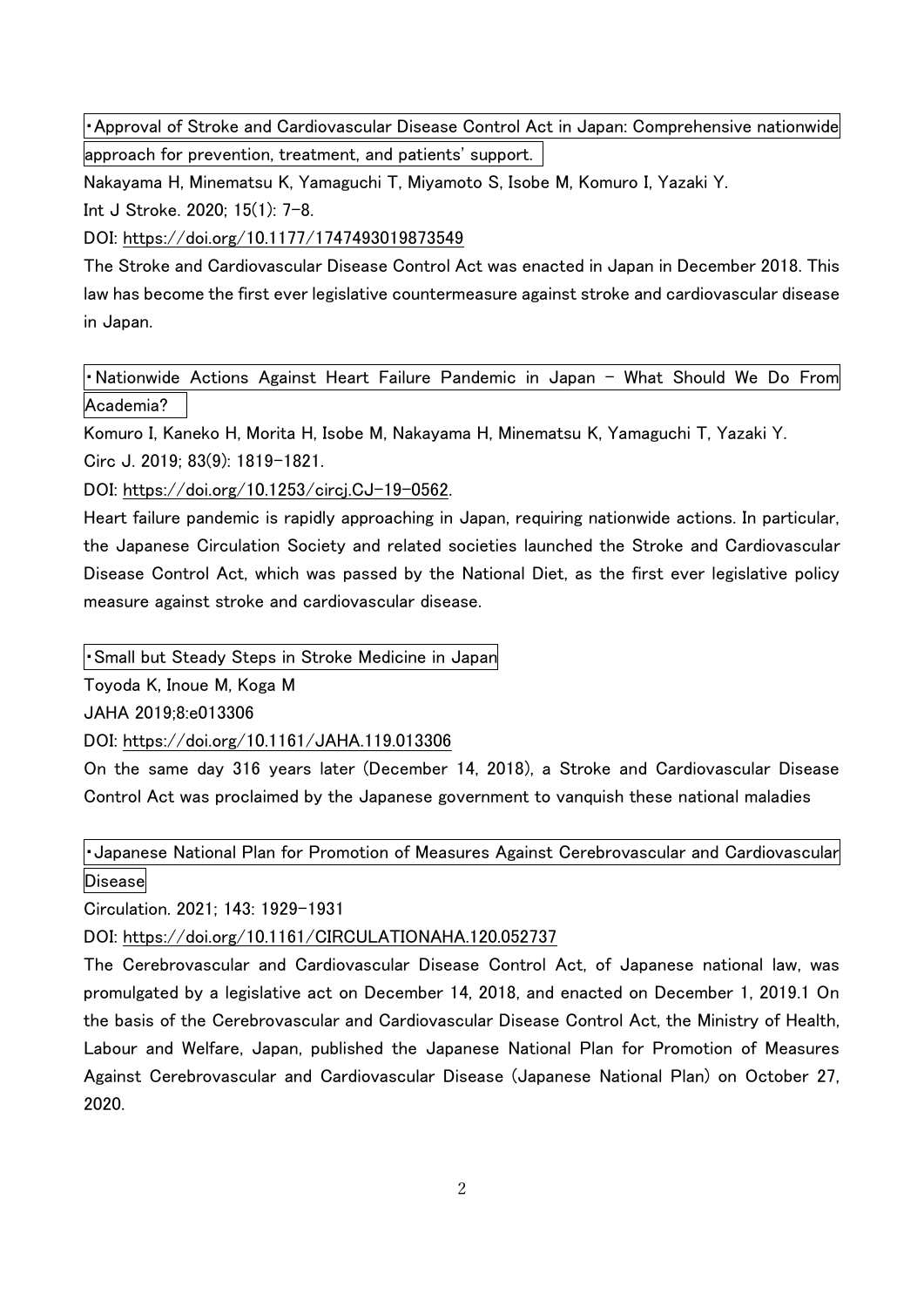・Approval of Stroke and Cardiovascular Disease Control Act in Japan: Comprehensive nationwide approach for prevention, treatment, and patients' support.

Nakayama H, Minematsu K, Yamaguchi T, Miyamoto S, Isobe M, Komuro I, Yazaki Y.

Int J Stroke. 2020; 15(1): 7-8.

DOI: https://doi.org/10.1177/1747493019873549

The Stroke and Cardiovascular Disease Control Act was enacted in Japan in December 2018. This law has become the first ever legislative countermeasure against stroke and cardiovascular disease in Japan.

・Nationwide Actions Against Heart Failure Pandemic in Japan – What Should We Do From Academia?

Komuro I, Kaneko H, Morita H, Isobe M, Nakayama H, Minematsu K, Yamaguchi T, Yazaki Y.

Circ J. 2019; 83(9): 1819-1821.

DOI: https://doi.org/10.1253/circj.CJ-19-0562.

Heart failure pandemic is rapidly approaching in Japan, requiring nationwide actions. In particular, the Japanese Circulation Society and related societies launched the Stroke and Cardiovascular Disease Control Act, which was passed by the National Diet, as the first ever legislative policy measure against stroke and cardiovascular disease.

・Small but Steady Steps in Stroke Medicine in Japan

Toyoda K, Inoue M, Koga M

JAHA 2019;8:e013306

DOI: https://doi.org/10.1161/JAHA.119.013306

On the same day 316 years later (December 14, 2018), a Stroke and Cardiovascular Disease Control Act was proclaimed by the Japanese government to vanquish these national maladies

・Japanese National Plan for Promotion of Measures Against Cerebrovascular and Cardiovascular Disease

Circulation. 2021; 143: 1929-1931

DOI: https://doi.org/10.1161/CIRCULATIONAHA.120.052737

The Cerebrovascular and Cardiovascular Disease Control Act, of Japanese national law, was promulgated by a legislative act on December 14, 2018, and enacted on December 1, 2019.[1] On the basis of the Cerebrovascular and Cardiovascular Disease Control Act, the Ministry of Health, Labour and Welfare, Japan, published the Japanese National Plan for Promotion of Measures Against Cerebrovascular and Cardiovascular Disease (Japanese National Plan) on October 27, 2020.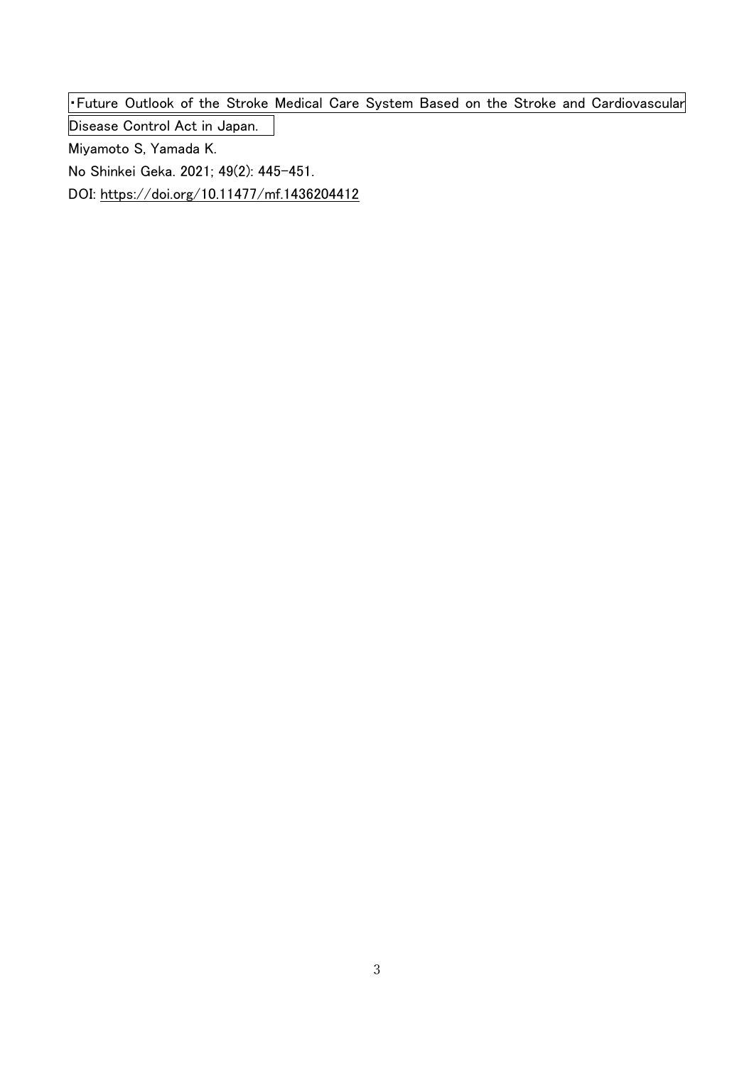・Future Outlook of the Stroke Medical Care System Based on the Stroke and Cardiovascular Disease Control Act in Japan.

Miyamoto S, Yamada K.

No Shinkei Geka. 2021; 49(2): 445-451.

DOI: https://doi.org/10.11477/mf.1436204412